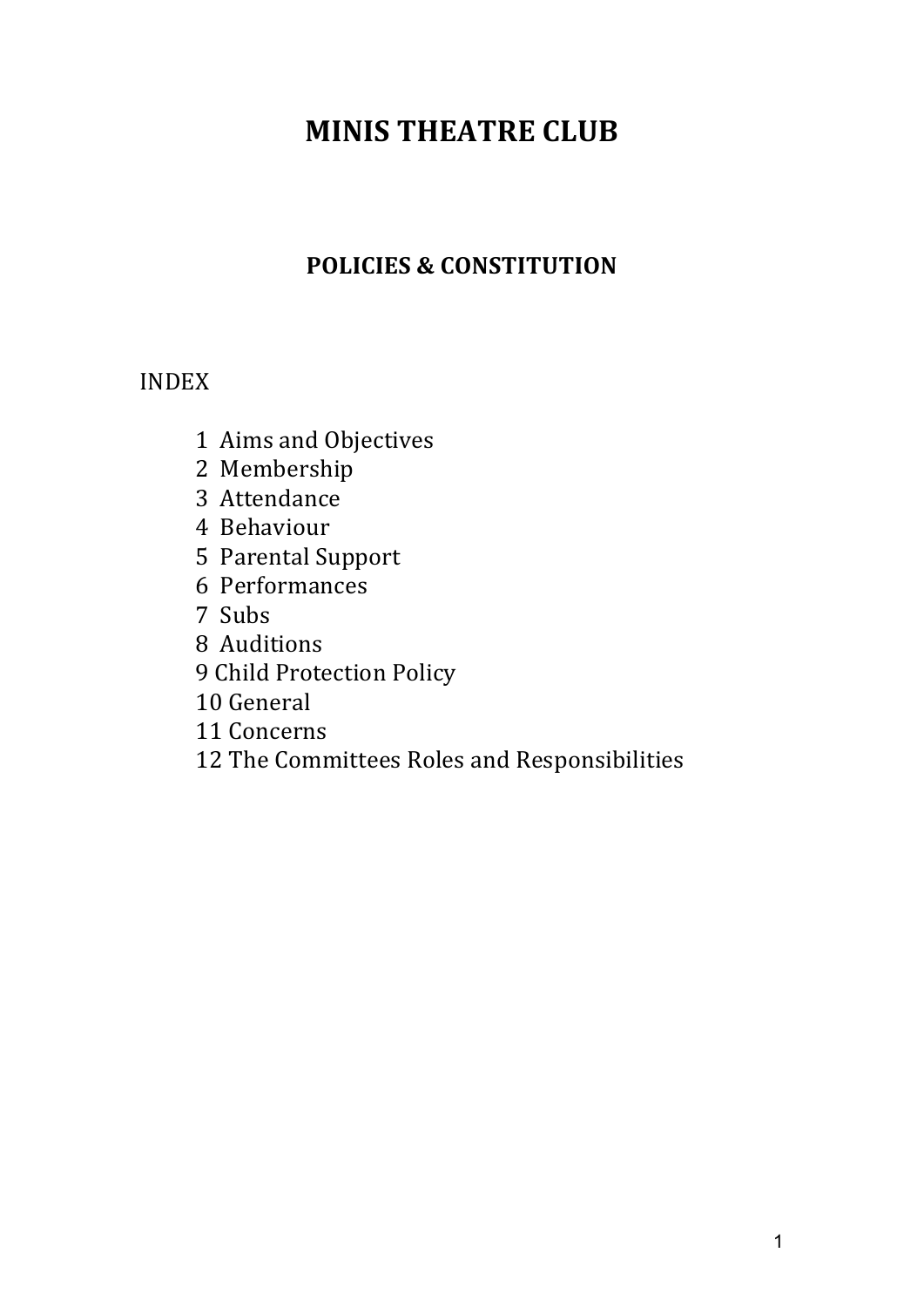# MINIS THEATRE CLUB

## POLICIES & CONSTITUTION

INDEX

1 Aims and Objectives
2 Membership
3 Attendance
4 Behaviour
5 Parental Support
6 Performances
7 Subs
8 Auditions
9 Child Protection Policy
10 General
11 Concerns
12 The Committees Roles and Responsibilities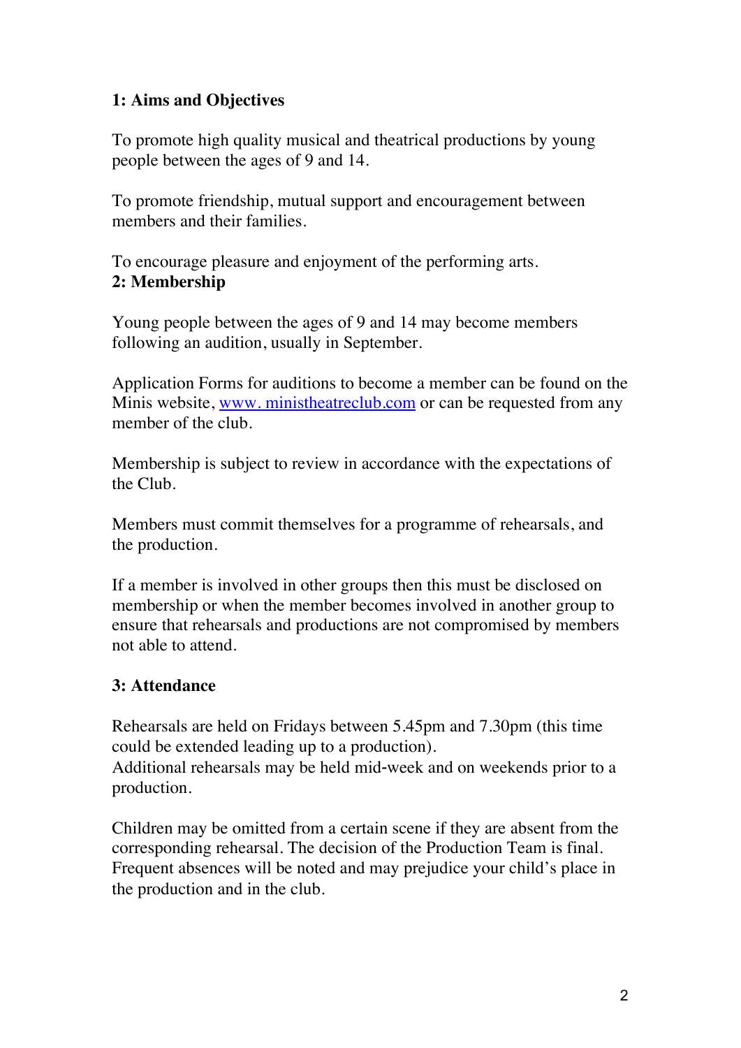### 1: Aims and Objectives

To promote high quality musical and theatrical productions by young people between the ages of 9 and 14.

To promote friendship, mutual support and encouragement between members and their families.

To encourage pleasure and enjoyment of the performing arts.

### 2: Membership

Young people between the ages of 9 and 14 may become members following an audition, usually in September.

Application Forms for auditions to become a member can be found on the Minis website, [www. ministheatreclub.com](www.ministheatreclub.com) or can be requested from any member of the club.

Membership is subject to review in accordance with the expectations of the Club.

Members must commit themselves for a programme of rehearsals, and the production.

If a member is involved in other groups then this must be disclosed on membership or when the member becomes involved in another group to ensure that rehearsals and productions are not compromised by members not able to attend.

### 3: Attendance

Rehearsals are held on Fridays between 5.45pm and 7.30pm (this time could be extended leading up to a production).
Additional rehearsals may be held mid-week and on weekends prior to a production.

Children may be omitted from a certain scene if they are absent from the corresponding rehearsal. The decision of the Production Team is final. Frequent absences will be noted and may prejudice your child's place in the production and in the club.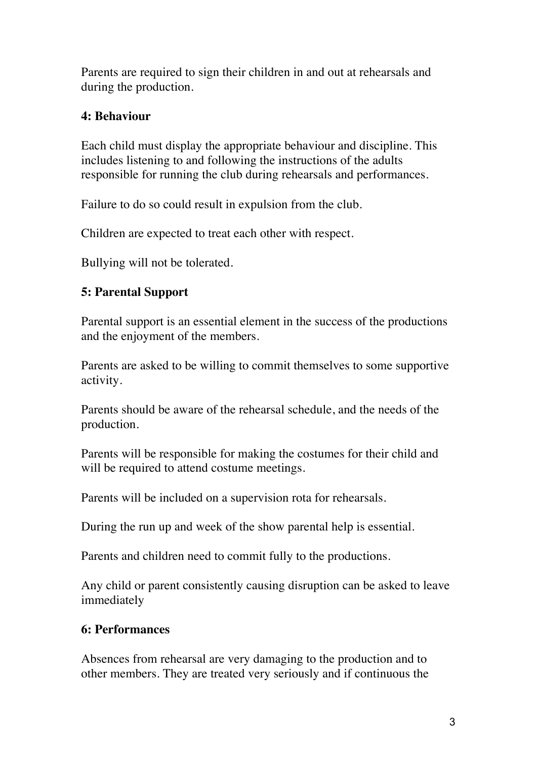Parents are required to sign their children in and out at rehearsals and during the production.

## 4: Behaviour

Each child must display the appropriate behaviour and discipline. This includes listening to and following the instructions of the adults responsible for running the club during rehearsals and performances.

Failure to do so could result in expulsion from the club.

Children are expected to treat each other with respect.

Bullying will not be tolerated.

## 5: Parental Support

Parental support is an essential element in the success of the productions and the enjoyment of the members.

Parents are asked to be willing to commit themselves to some supportive activity.

Parents should be aware of the rehearsal schedule, and the needs of the production.

Parents will be responsible for making the costumes for their child and will be required to attend costume meetings.

Parents will be included on a supervision rota for rehearsals.

During the run up and week of the show parental help is essential.

Parents and children need to commit fully to the productions.

Any child or parent consistently causing disruption can be asked to leave immediately

## 6: Performances

Absences from rehearsal are very damaging to the production and to other members. They are treated very seriously and if continuous the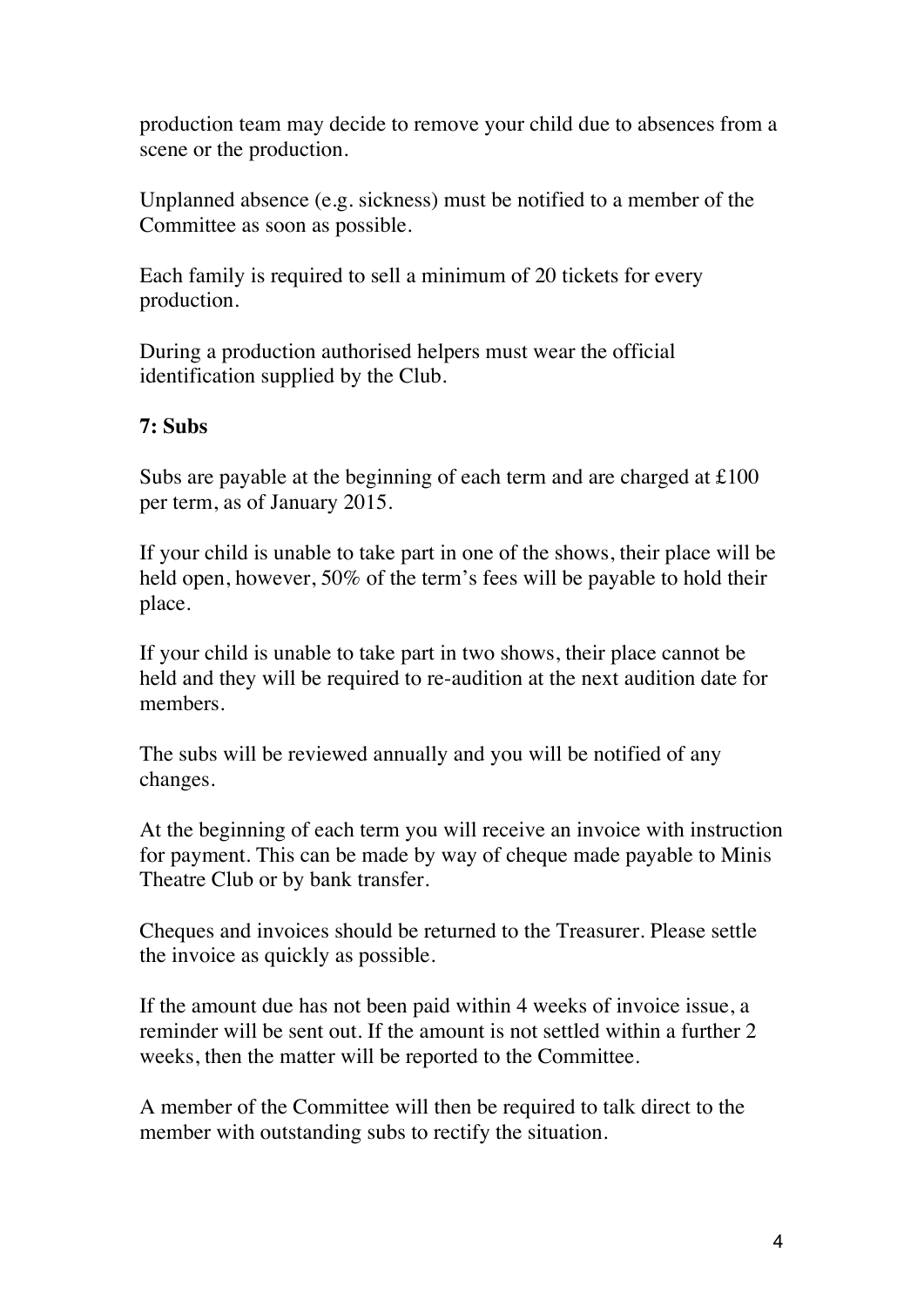production team may decide to remove your child due to absences from a scene or the production.

Unplanned absence (e.g. sickness) must be notified to a member of the Committee as soon as possible.

Each family is required to sell a minimum of 20 tickets for every production.

During a production authorised helpers must wear the official identification supplied by the Club.

**7: Subs**

Subs are payable at the beginning of each term and are charged at £100 per term, as of January 2015.

If your child is unable to take part in one of the shows, their place will be held open, however, 50% of the term's fees will be payable to hold their place.

If your child is unable to take part in two shows, their place cannot be held and they will be required to re-audition at the next audition date for members.

The subs will be reviewed annually and you will be notified of any changes.

At the beginning of each term you will receive an invoice with instruction for payment. This can be made by way of cheque made payable to Minis Theatre Club or by bank transfer.

Cheques and invoices should be returned to the Treasurer. Please settle the invoice as quickly as possible.

If the amount due has not been paid within 4 weeks of invoice issue, a reminder will be sent out. If the amount is not settled within a further 2 weeks, then the matter will be reported to the Committee.

A member of the Committee will then be required to talk direct to the member with outstanding subs to rectify the situation.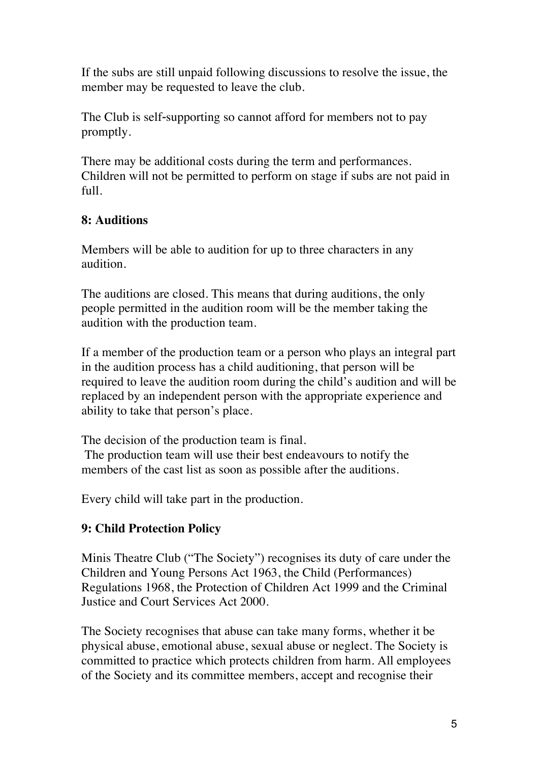If the subs are still unpaid following discussions to resolve the issue, the member may be requested to leave the club.

The Club is self-supporting so cannot afford for members not to pay promptly.

There may be additional costs during the term and performances. Children will not be permitted to perform on stage if subs are not paid in full.

**8: Auditions**

Members will be able to audition for up to three characters in any audition.

The auditions are closed. This means that during auditions, the only people permitted in the audition room will be the member taking the audition with the production team.

If a member of the production team or a person who plays an integral part in the audition process has a child auditioning, that person will be required to leave the audition room during the child's audition and will be replaced by an independent person with the appropriate experience and ability to take that person's place.

The decision of the production team is final.
The production team will use their best endeavours to notify the members of the cast list as soon as possible after the auditions.

Every child will take part in the production.

**9: Child Protection Policy**

Minis Theatre Club ("The Society") recognises its duty of care under the Children and Young Persons Act 1963, the Child (Performances) Regulations 1968, the Protection of Children Act 1999 and the Criminal Justice and Court Services Act 2000.

The Society recognises that abuse can take many forms, whether it be physical abuse, emotional abuse, sexual abuse or neglect. The Society is committed to practice which protects children from harm. All employees of the Society and its committee members, accept and recognise their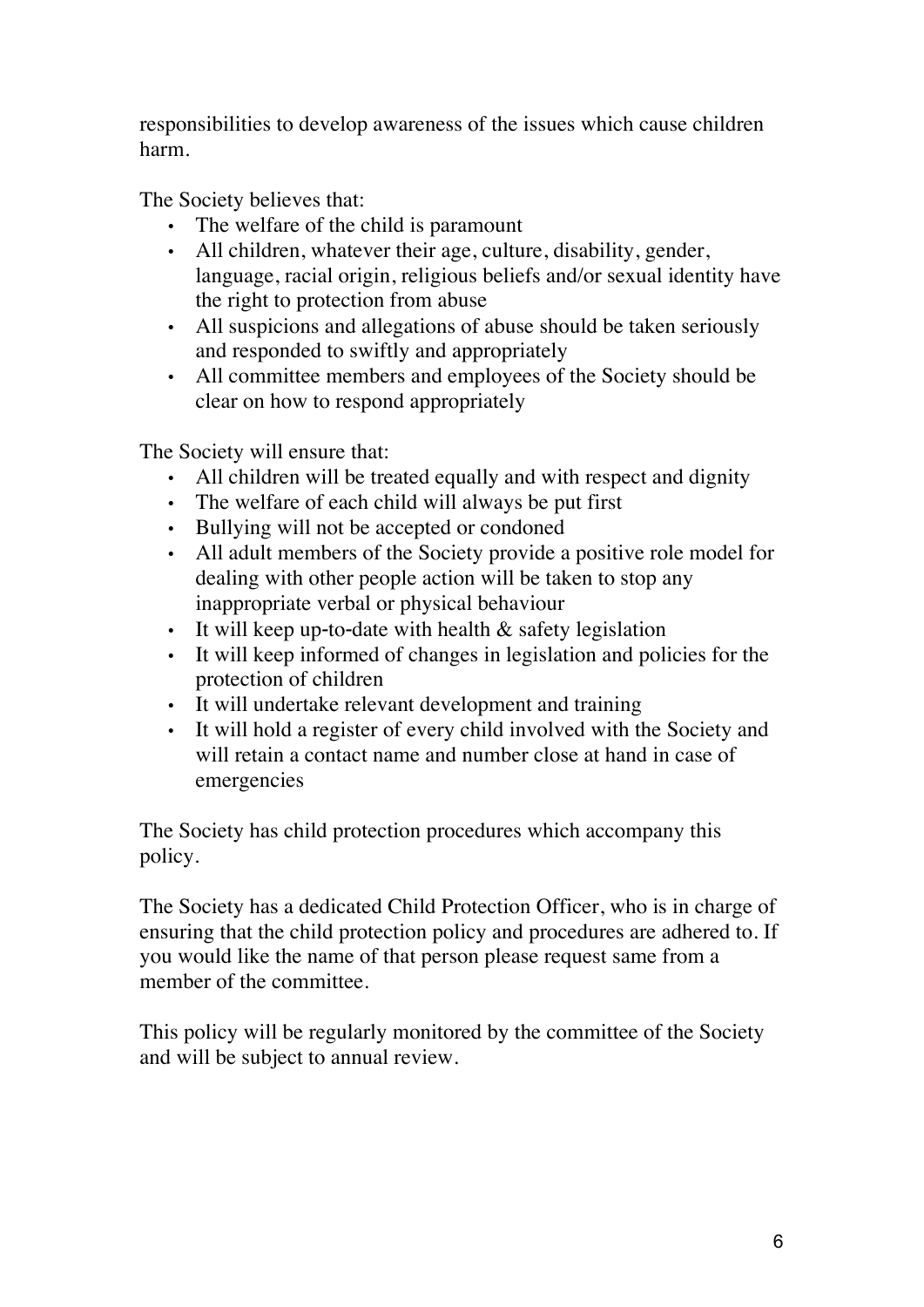responsibilities to develop awareness of the issues which cause children harm.

The Society believes that:

- The welfare of the child is paramount
- All children, whatever their age, culture, disability, gender, language, racial origin, religious beliefs and/or sexual identity have the right to protection from abuse
- All suspicions and allegations of abuse should be taken seriously and responded to swiftly and appropriately
- All committee members and employees of the Society should be clear on how to respond appropriately

The Society will ensure that:

- All children will be treated equally and with respect and dignity
- The welfare of each child will always be put first
- Bullying will not be accepted or condoned
- All adult members of the Society provide a positive role model for dealing with other people action will be taken to stop any inappropriate verbal or physical behaviour
- It will keep up-to-date with health & safety legislation
- It will keep informed of changes in legislation and policies for the protection of children
- It will undertake relevant development and training
- It will hold a register of every child involved with the Society and will retain a contact name and number close at hand in case of emergencies

The Society has child protection procedures which accompany this policy.

The Society has a dedicated Child Protection Officer, who is in charge of ensuring that the child protection policy and procedures are adhered to. If you would like the name of that person please request same from a member of the committee.

This policy will be regularly monitored by the committee of the Society and will be subject to annual review.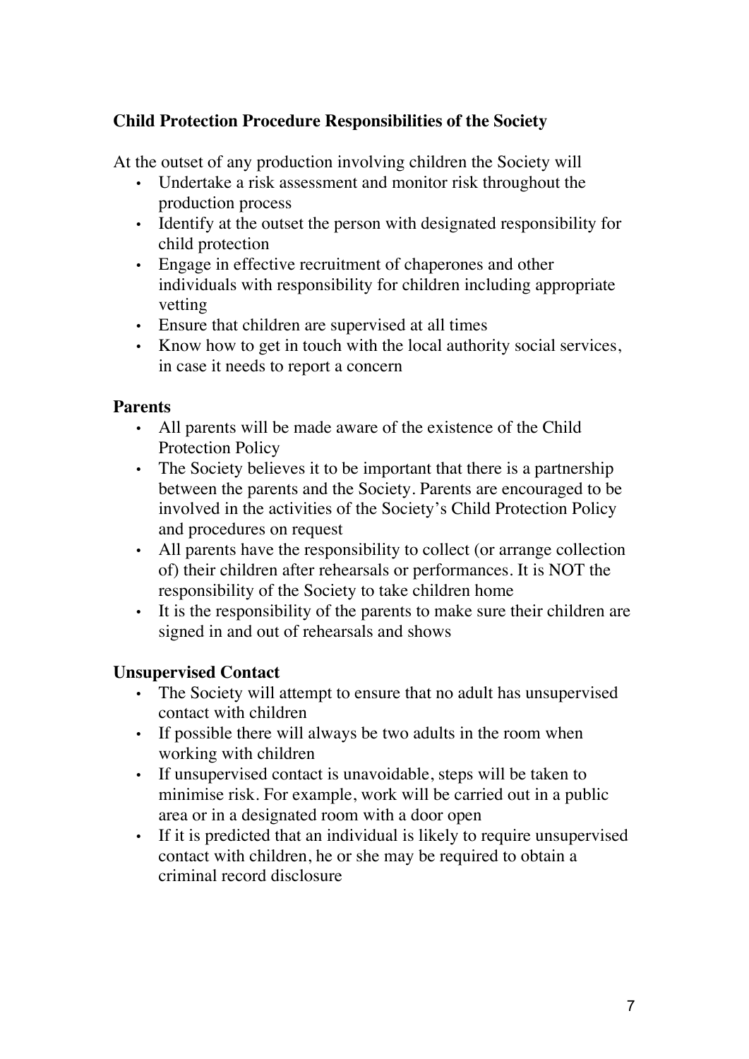## Child Protection Procedure Responsibilities of the Society

At the outset of any production involving children the Society will

- Undertake a risk assessment and monitor risk throughout the production process
- Identify at the outset the person with designated responsibility for child protection
- Engage in effective recruitment of chaperones and other individuals with responsibility for children including appropriate vetting
- Ensure that children are supervised at all times
- Know how to get in touch with the local authority social services, in case it needs to report a concern

### Parents

- All parents will be made aware of the existence of the Child Protection Policy
- The Society believes it to be important that there is a partnership between the parents and the Society. Parents are encouraged to be involved in the activities of the Society's Child Protection Policy and procedures on request
- All parents have the responsibility to collect (or arrange collection of) their children after rehearsals or performances. It is NOT the responsibility of the Society to take children home
- It is the responsibility of the parents to make sure their children are signed in and out of rehearsals and shows

### Unsupervised Contact

- The Society will attempt to ensure that no adult has unsupervised contact with children
- If possible there will always be two adults in the room when working with children
- If unsupervised contact is unavoidable, steps will be taken to minimise risk. For example, work will be carried out in a public area or in a designated room with a door open
- If it is predicted that an individual is likely to require unsupervised contact with children, he or she may be required to obtain a criminal record disclosure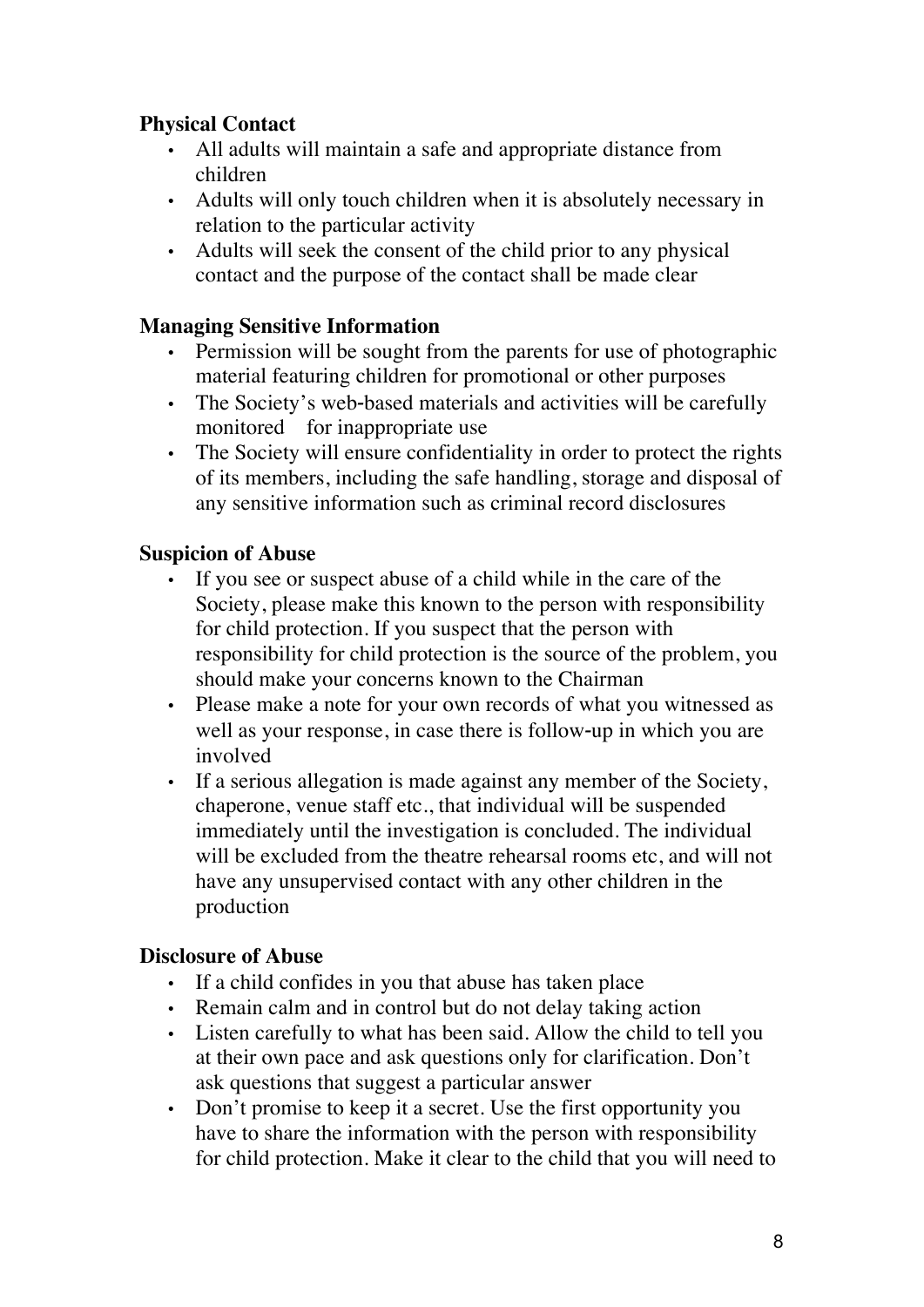**Physical Contact**

- All adults will maintain a safe and appropriate distance from children
- Adults will only touch children when it is absolutely necessary in relation to the particular activity
- Adults will seek the consent of the child prior to any physical contact and the purpose of the contact shall be made clear

**Managing Sensitive Information**

- Permission will be sought from the parents for use of photographic material featuring children for promotional or other purposes
- The Society's web-based materials and activities will be carefully monitored for inappropriate use
- The Society will ensure confidentiality in order to protect the rights of its members, including the safe handling, storage and disposal of any sensitive information such as criminal record disclosures

**Suspicion of Abuse**

- If you see or suspect abuse of a child while in the care of the Society, please make this known to the person with responsibility for child protection. If you suspect that the person with responsibility for child protection is the source of the problem, you should make your concerns known to the Chairman
- Please make a note for your own records of what you witnessed as well as your response, in case there is follow-up in which you are involved
- If a serious allegation is made against any member of the Society, chaperone, venue staff etc., that individual will be suspended immediately until the investigation is concluded. The individual will be excluded from the theatre rehearsal rooms etc, and will not have any unsupervised contact with any other children in the production

**Disclosure of Abuse**

- If a child confides in you that abuse has taken place
- Remain calm and in control but do not delay taking action
- Listen carefully to what has been said. Allow the child to tell you at their own pace and ask questions only for clarification. Don't ask questions that suggest a particular answer
- Don't promise to keep it a secret. Use the first opportunity you have to share the information with the person with responsibility for child protection. Make it clear to the child that you will need to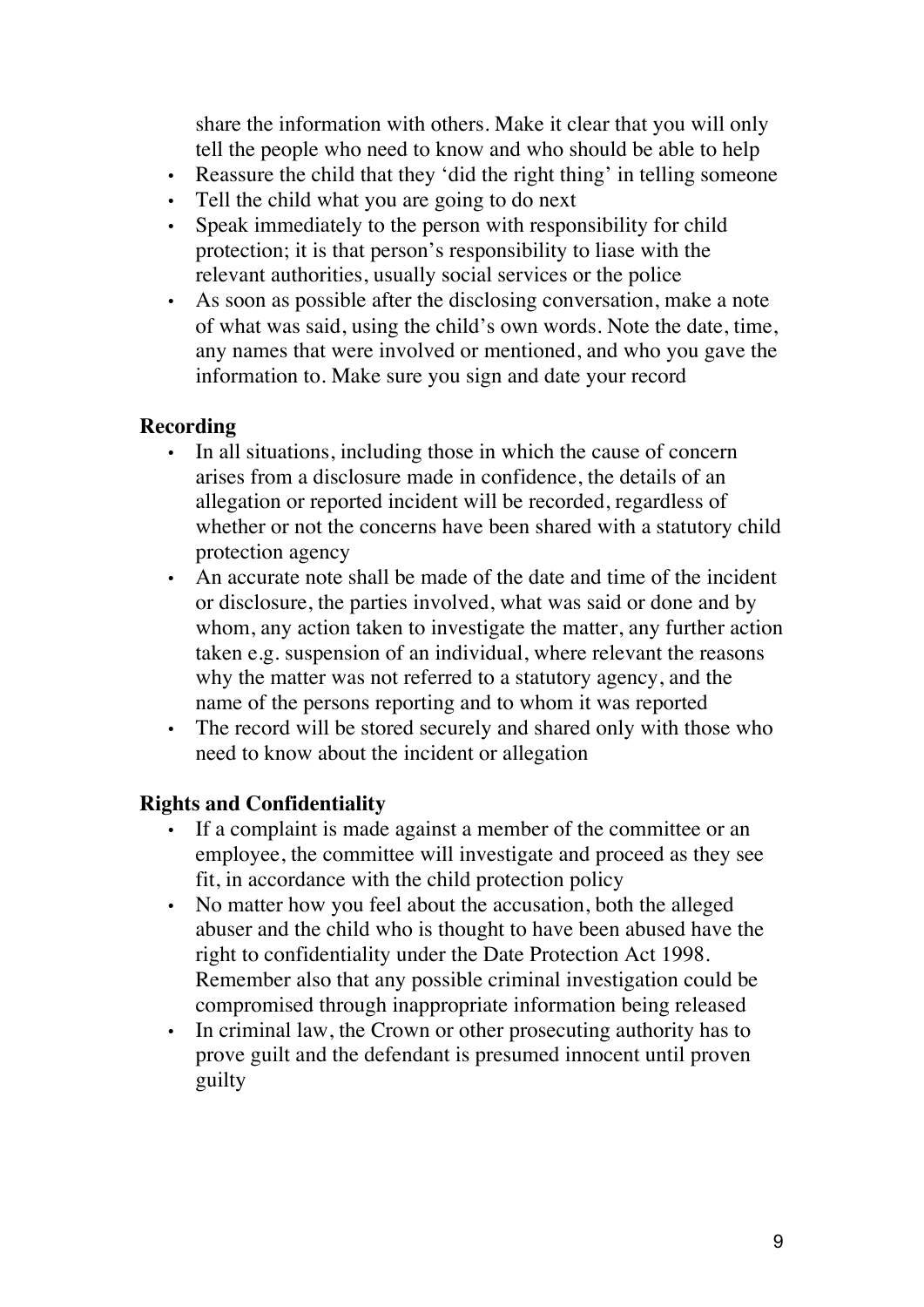share the information with others. Make it clear that you will only tell the people who need to know and who should be able to help

- Reassure the child that they 'did the right thing' in telling someone
- Tell the child what you are going to do next
- Speak immediately to the person with responsibility for child protection; it is that person's responsibility to liase with the relevant authorities, usually social services or the police
- As soon as possible after the disclosing conversation, make a note of what was said, using the child's own words. Note the date, time, any names that were involved or mentioned, and who you gave the information to. Make sure you sign and date your record

**Recording**

- In all situations, including those in which the cause of concern arises from a disclosure made in confidence, the details of an allegation or reported incident will be recorded, regardless of whether or not the concerns have been shared with a statutory child protection agency
- An accurate note shall be made of the date and time of the incident or disclosure, the parties involved, what was said or done and by whom, any action taken to investigate the matter, any further action taken e.g. suspension of an individual, where relevant the reasons why the matter was not referred to a statutory agency, and the name of the persons reporting and to whom it was reported
- The record will be stored securely and shared only with those who need to know about the incident or allegation

**Rights and Confidentiality**

- If a complaint is made against a member of the committee or an employee, the committee will investigate and proceed as they see fit, in accordance with the child protection policy
- No matter how you feel about the accusation, both the alleged abuser and the child who is thought to have been abused have the right to confidentiality under the Date Protection Act 1998. Remember also that any possible criminal investigation could be compromised through inappropriate information being released
- In criminal law, the Crown or other prosecuting authority has to prove guilt and the defendant is presumed innocent until proven guilty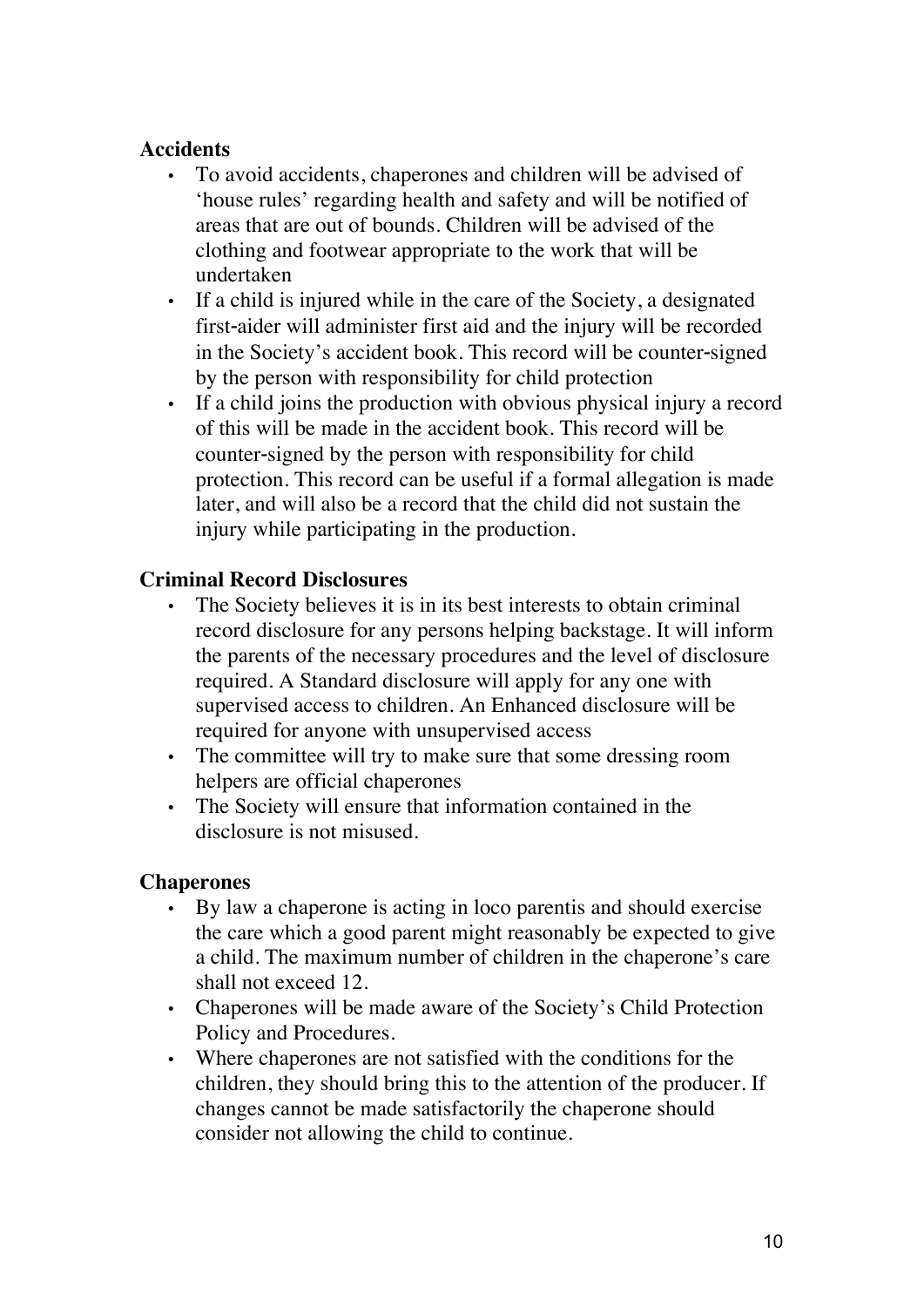**Accidents**

- To avoid accidents, chaperones and children will be advised of 'house rules' regarding health and safety and will be notified of areas that are out of bounds. Children will be advised of the clothing and footwear appropriate to the work that will be undertaken
- If a child is injured while in the care of the Society, a designated first-aider will administer first aid and the injury will be recorded in the Society's accident book. This record will be counter-signed by the person with responsibility for child protection
- If a child joins the production with obvious physical injury a record of this will be made in the accident book. This record will be counter-signed by the person with responsibility for child protection. This record can be useful if a formal allegation is made later, and will also be a record that the child did not sustain the injury while participating in the production.

**Criminal Record Disclosures**

- The Society believes it is in its best interests to obtain criminal record disclosure for any persons helping backstage. It will inform the parents of the necessary procedures and the level of disclosure required. A Standard disclosure will apply for any one with supervised access to children. An Enhanced disclosure will be required for anyone with unsupervised access
- The committee will try to make sure that some dressing room helpers are official chaperones
- The Society will ensure that information contained in the disclosure is not misused.

**Chaperones**

- By law a chaperone is acting in loco parentis and should exercise the care which a good parent might reasonably be expected to give a child. The maximum number of children in the chaperone's care shall not exceed 12.
- Chaperones will be made aware of the Society's Child Protection Policy and Procedures.
- Where chaperones are not satisfied with the conditions for the children, they should bring this to the attention of the producer. If changes cannot be made satisfactorily the chaperone should consider not allowing the child to continue.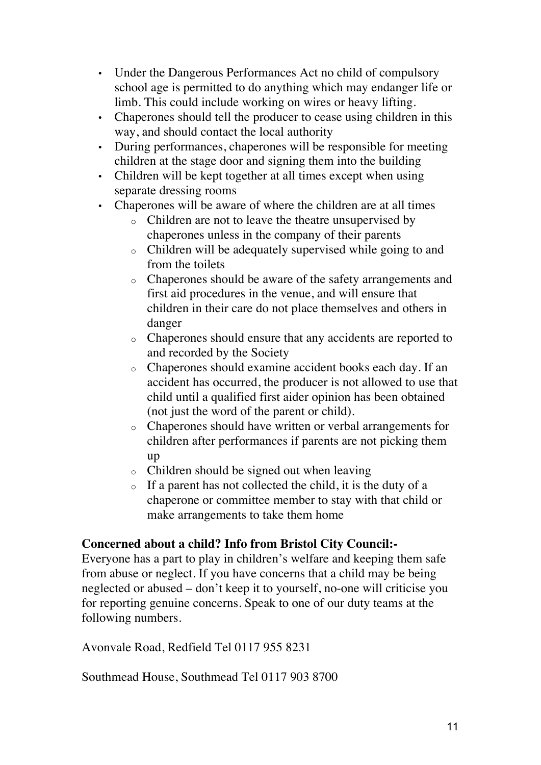- Under the Dangerous Performances Act no child of compulsory school age is permitted to do anything which may endanger life or limb. This could include working on wires or heavy lifting.
- Chaperones should tell the producer to cease using children in this way, and should contact the local authority
- During performances, chaperones will be responsible for meeting children at the stage door and signing them into the building
- Children will be kept together at all times except when using separate dressing rooms
- Chaperones will be aware of where the children are at all times
  - Children are not to leave the theatre unsupervised by chaperones unless in the company of their parents
  - Children will be adequately supervised while going to and from the toilets
  - Chaperones should be aware of the safety arrangements and first aid procedures in the venue, and will ensure that children in their care do not place themselves and others in danger
  - Chaperones should ensure that any accidents are reported to and recorded by the Society
  - Chaperones should examine accident books each day. If an accident has occurred, the producer is not allowed to use that child until a qualified first aider opinion has been obtained (not just the word of the parent or child).
  - Chaperones should have written or verbal arrangements for children after performances if parents are not picking them up
  - Children should be signed out when leaving
  - If a parent has not collected the child, it is the duty of a chaperone or committee member to stay with that child or make arrangements to take them home

**Concerned about a child? Info from Bristol City Council:-**

Everyone has a part to play in children's welfare and keeping them safe from abuse or neglect. If you have concerns that a child may be being neglected or abused – don't keep it to yourself, no-one will criticise you for reporting genuine concerns. Speak to one of our duty teams at the following numbers.

Avonvale Road, Redfield Tel 0117 955 8231

Southmead House, Southmead Tel 0117 903 8700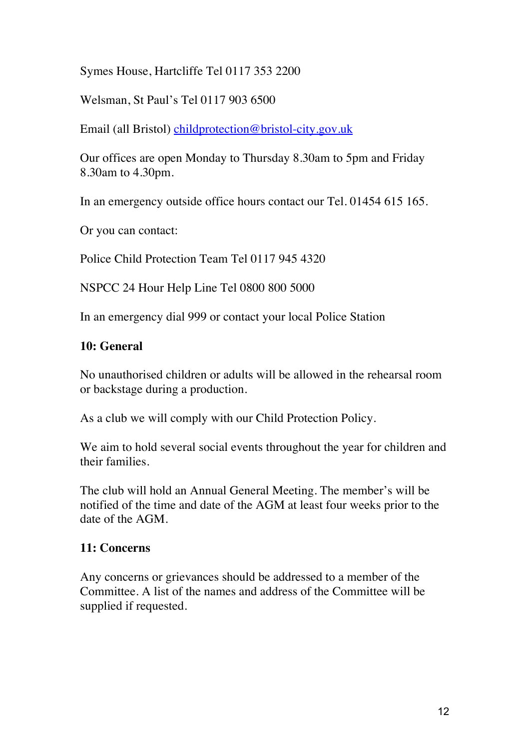Symes House, Hartcliffe Tel 0117 353 2200

Welsman, St Paul's Tel 0117 903 6500

Email (all Bristol) childprotection@bristol-city.gov.uk

Our offices are open Monday to Thursday 8.30am to 5pm and Friday 8.30am to 4.30pm.

In an emergency outside office hours contact our Tel. 01454 615 165.

Or you can contact:

Police Child Protection Team Tel 0117 945 4320

NSPCC 24 Hour Help Line Tel 0800 800 5000

In an emergency dial 999 or contact your local Police Station

**10: General**

No unauthorised children or adults will be allowed in the rehearsal room or backstage during a production.

As a club we will comply with our Child Protection Policy.

We aim to hold several social events throughout the year for children and their families.

The club will hold an Annual General Meeting. The member's will be notified of the time and date of the AGM at least four weeks prior to the date of the AGM.

**11: Concerns**

Any concerns or grievances should be addressed to a member of the Committee. A list of the names and address of the Committee will be supplied if requested.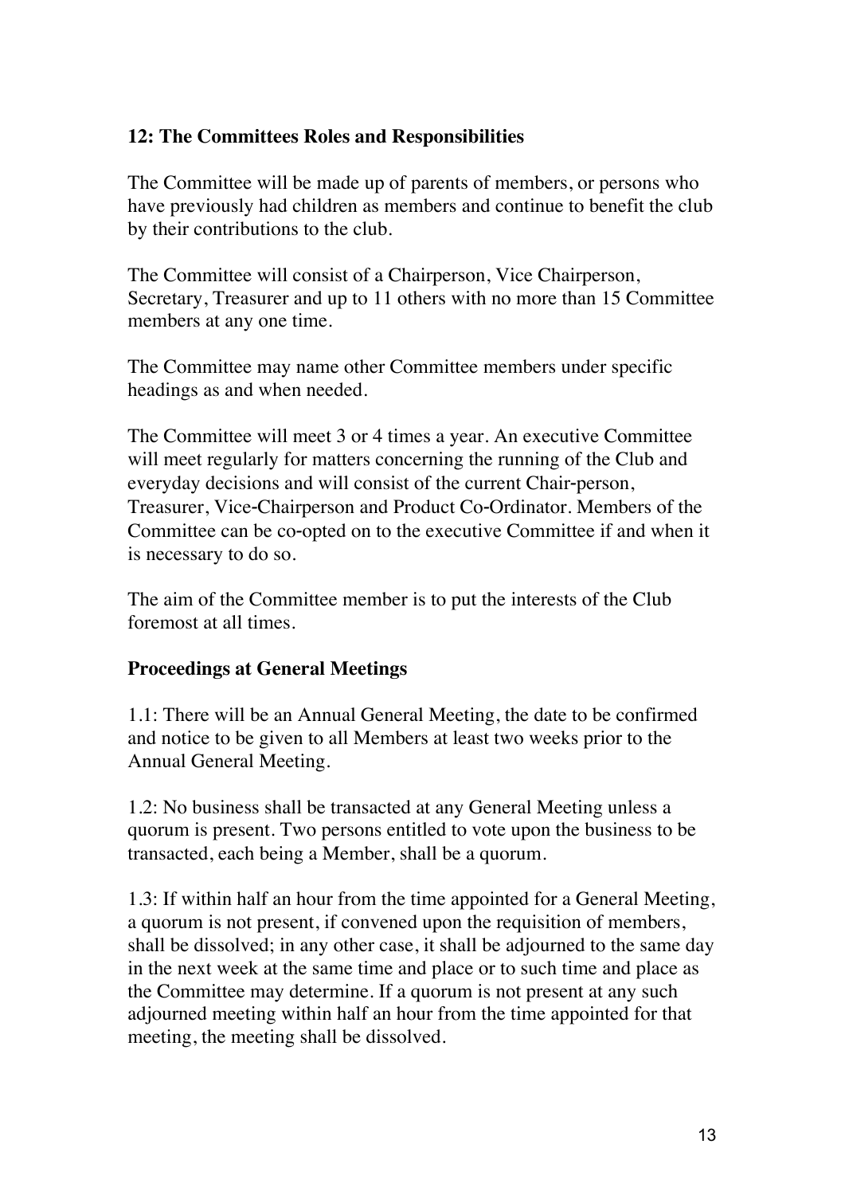**12: The Committees Roles and Responsibilities**

The Committee will be made up of parents of members, or persons who have previously had children as members and continue to benefit the club by their contributions to the club.

The Committee will consist of a Chairperson, Vice Chairperson, Secretary, Treasurer and up to 11 others with no more than 15 Committee members at any one time.

The Committee may name other Committee members under specific headings as and when needed.

The Committee will meet 3 or 4 times a year. An executive Committee will meet regularly for matters concerning the running of the Club and everyday decisions and will consist of the current Chair-person, Treasurer, Vice-Chairperson and Product Co-Ordinator. Members of the Committee can be co-opted on to the executive Committee if and when it is necessary to do so.

The aim of the Committee member is to put the interests of the Club foremost at all times.

**Proceedings at General Meetings**

1.1: There will be an Annual General Meeting, the date to be confirmed and notice to be given to all Members at least two weeks prior to the Annual General Meeting.

1.2: No business shall be transacted at any General Meeting unless a quorum is present. Two persons entitled to vote upon the business to be transacted, each being a Member, shall be a quorum.

1.3: If within half an hour from the time appointed for a General Meeting, a quorum is not present, if convened upon the requisition of members, shall be dissolved; in any other case, it shall be adjourned to the same day in the next week at the same time and place or to such time and place as the Committee may determine. If a quorum is not present at any such adjourned meeting within half an hour from the time appointed for that meeting, the meeting shall be dissolved.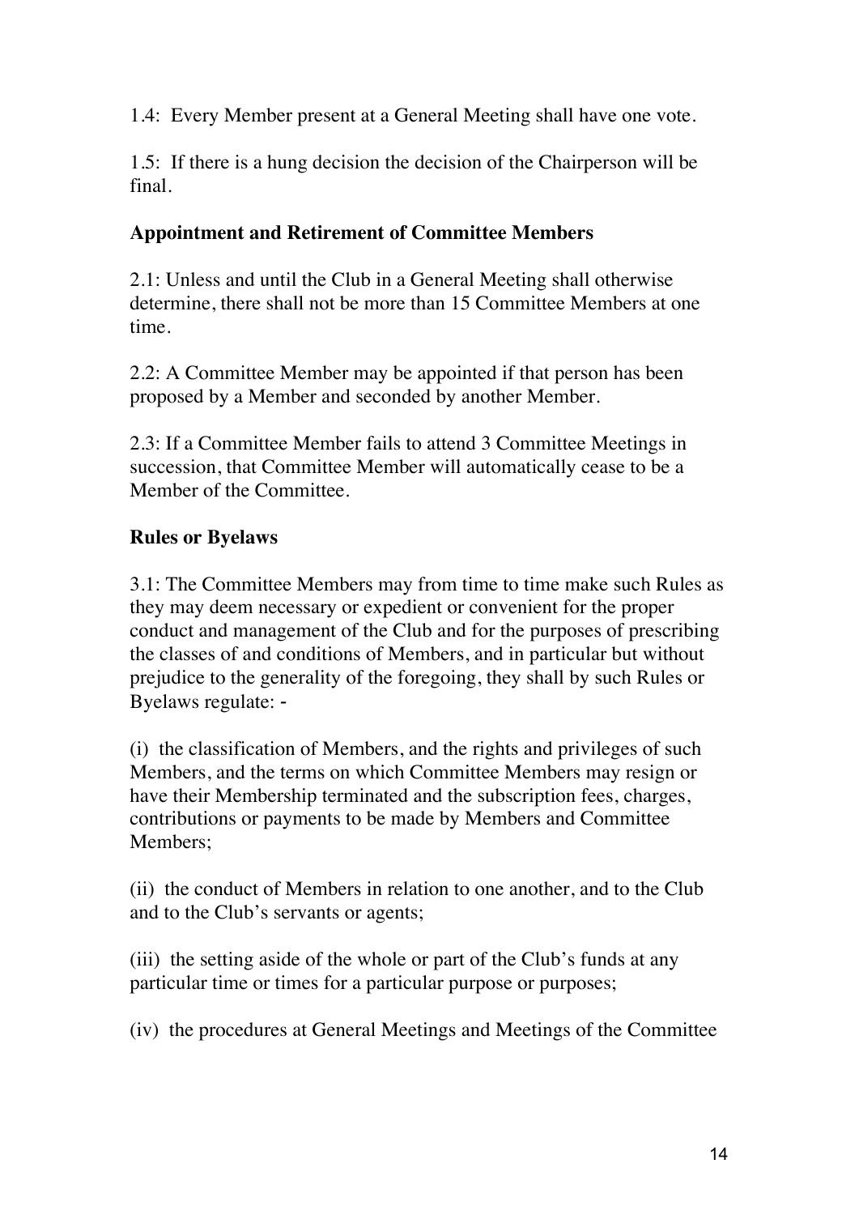1.4: Every Member present at a General Meeting shall have one vote.

1.5: If there is a hung decision the decision of the Chairperson will be final.

**Appointment and Retirement of Committee Members**

2.1: Unless and until the Club in a General Meeting shall otherwise determine, there shall not be more than 15 Committee Members at one time.

2.2: A Committee Member may be appointed if that person has been proposed by a Member and seconded by another Member.

2.3: If a Committee Member fails to attend 3 Committee Meetings in succession, that Committee Member will automatically cease to be a Member of the Committee.

**Rules or Byelaws**

3.1: The Committee Members may from time to time make such Rules as they may deem necessary or expedient or convenient for the proper conduct and management of the Club and for the purposes of prescribing the classes of and conditions of Members, and in particular but without prejudice to the generality of the foregoing, they shall by such Rules or Byelaws regulate: -

(i) the classification of Members, and the rights and privileges of such Members, and the terms on which Committee Members may resign or have their Membership terminated and the subscription fees, charges, contributions or payments to be made by Members and Committee Members;

(ii) the conduct of Members in relation to one another, and to the Club and to the Club's servants or agents;

(iii) the setting aside of the whole or part of the Club's funds at any particular time or times for a particular purpose or purposes;

(iv) the procedures at General Meetings and Meetings of the Committee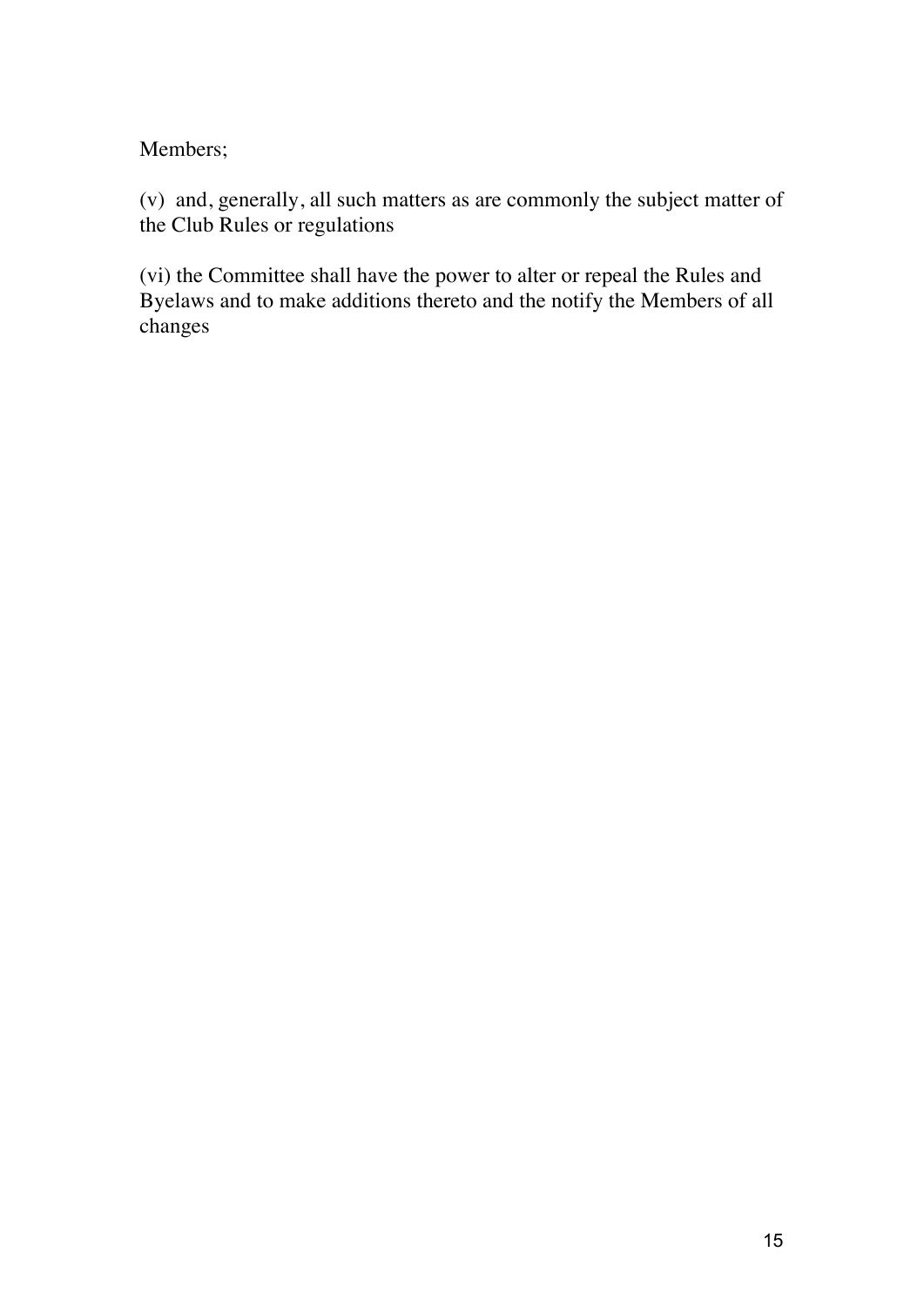Members;

(v) and, generally, all such matters as are commonly the subject matter of the Club Rules or regulations

(vi) the Committee shall have the power to alter or repeal the Rules and Byelaws and to make additions thereto and the notify the Members of all changes